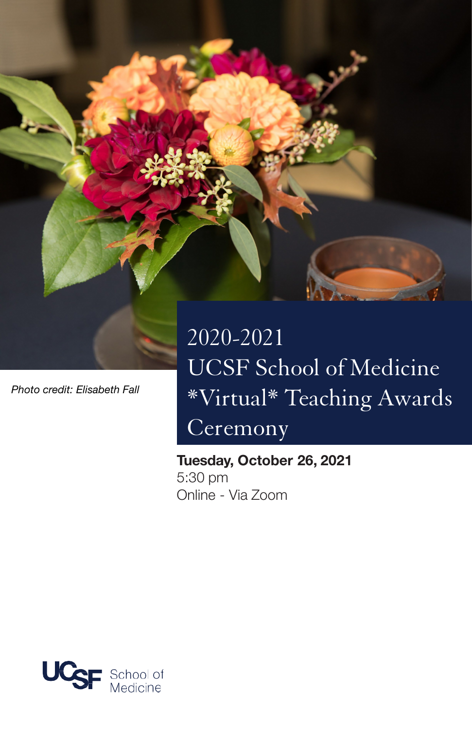*Photo credit: Elisabeth Fall*

# 2020-2021 UCSF School of Medicine *Virtual* Teaching Awards Ceremony

**Tuesday, October 26, 2021**
5:30 pm
Online - Via Zoom

UCSF School of Medicine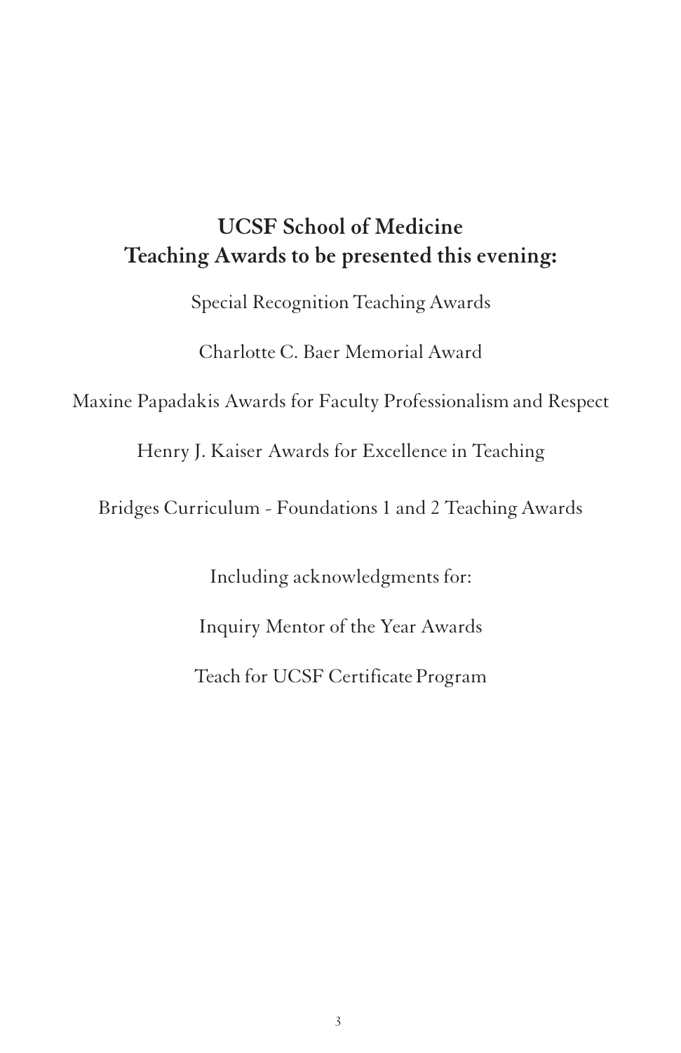## UCSF School of Medicine
## Teaching Awards to be presented this evening:

Special Recognition Teaching Awards

Charlotte C. Baer Memorial Award

Maxine Papadakis Awards for Faculty Professionalism and Respect

Henry J. Kaiser Awards for Excellence in Teaching

Bridges Curriculum - Foundations 1 and 2 Teaching Awards

Including acknowledgments for:

Inquiry Mentor of the Year Awards

Teach for UCSF Certificate Program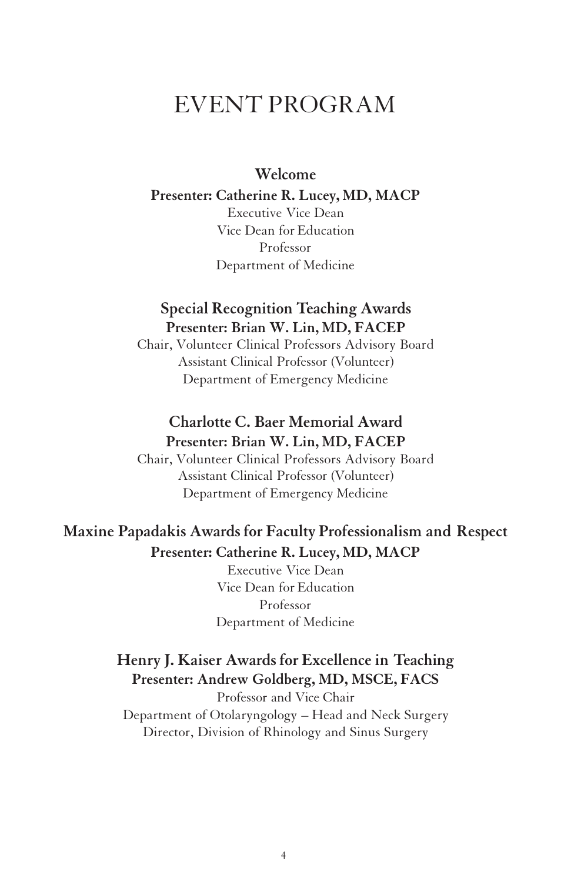# EVENT PROGRAM

### Welcome

**Presenter: Catherine R. Lucey, MD, MACP**

Executive Vice Dean
Vice Dean for Education
Professor
Department of Medicine

### Special Recognition Teaching Awards

**Presenter: Brian W. Lin, MD, FACEP**

Chair, Volunteer Clinical Professors Advisory Board
Assistant Clinical Professor (Volunteer)
Department of Emergency Medicine

### Charlotte C. Baer Memorial Award

**Presenter: Brian W. Lin, MD, FACEP**

Chair, Volunteer Clinical Professors Advisory Board
Assistant Clinical Professor (Volunteer)
Department of Emergency Medicine

### Maxine Papadakis Awards for Faculty Professionalism and Respect

**Presenter: Catherine R. Lucey, MD, MACP**

Executive Vice Dean
Vice Dean for Education
Professor
Department of Medicine

### Henry J. Kaiser Awards for Excellence in Teaching

**Presenter: Andrew Goldberg, MD, MSCE, FACS**

Professor and Vice Chair
Department of Otolaryngology – Head and Neck Surgery
Director, Division of Rhinology and Sinus Surgery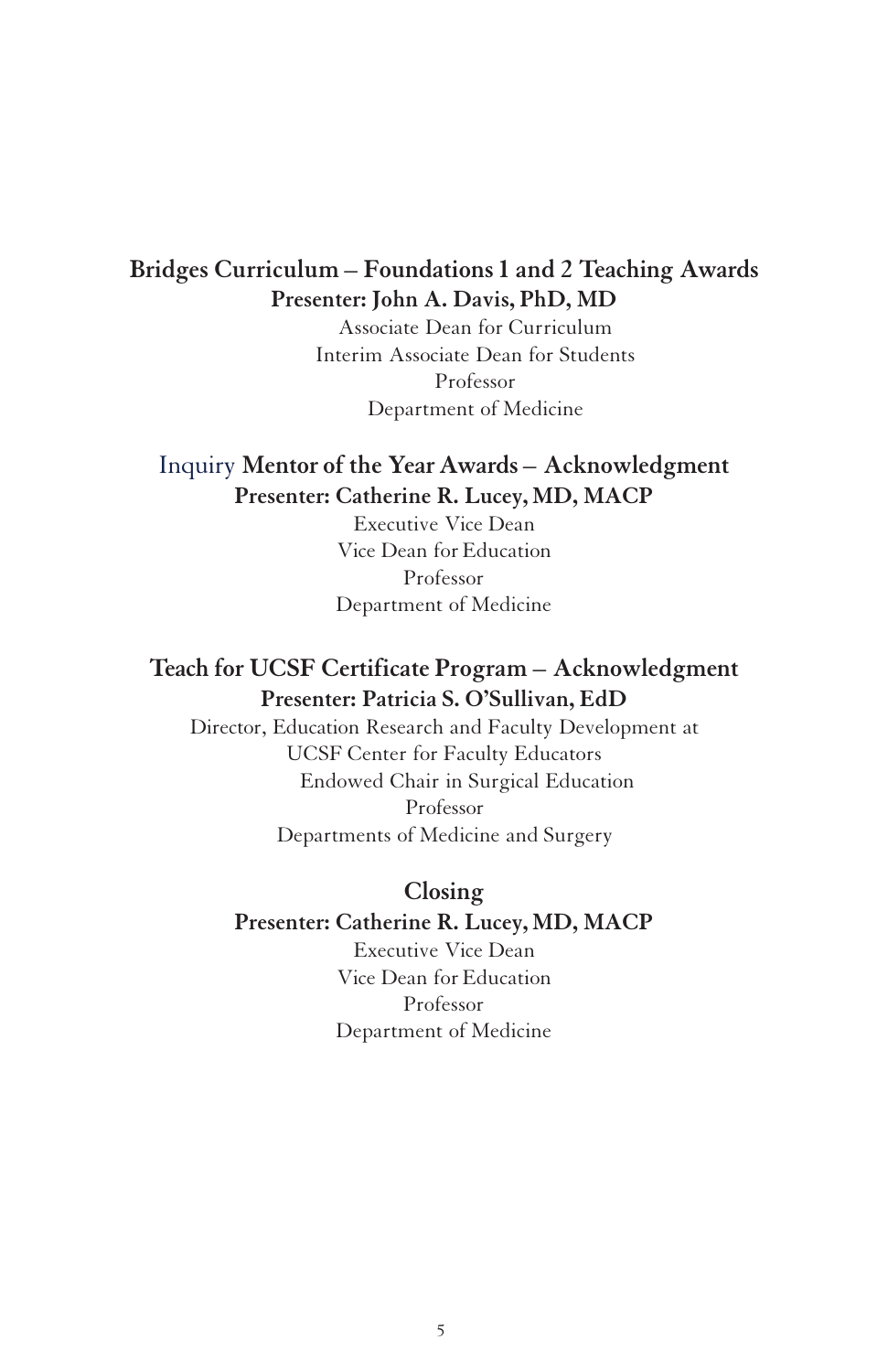**Bridges Curriculum – Foundations 1 and 2 Teaching Awards**

**Presenter: John A. Davis, PhD, MD**

Associate Dean for Curriculum
Interim Associate Dean for Students
Professor
Department of Medicine

Inquiry **Mentor of the Year Awards – Acknowledgment**

**Presenter: Catherine R. Lucey, MD, MACP**

Executive Vice Dean
Vice Dean for Education
Professor
Department of Medicine

**Teach for UCSF Certificate Program – Acknowledgment**

**Presenter: Patricia S. O'Sullivan, EdD**

Director, Education Research and Faculty Development at
UCSF Center for Faculty Educators
Endowed Chair in Surgical Education
Professor
Departments of Medicine and Surgery

**Closing**

**Presenter: Catherine R. Lucey, MD, MACP**

Executive Vice Dean
Vice Dean for Education
Professor
Department of Medicine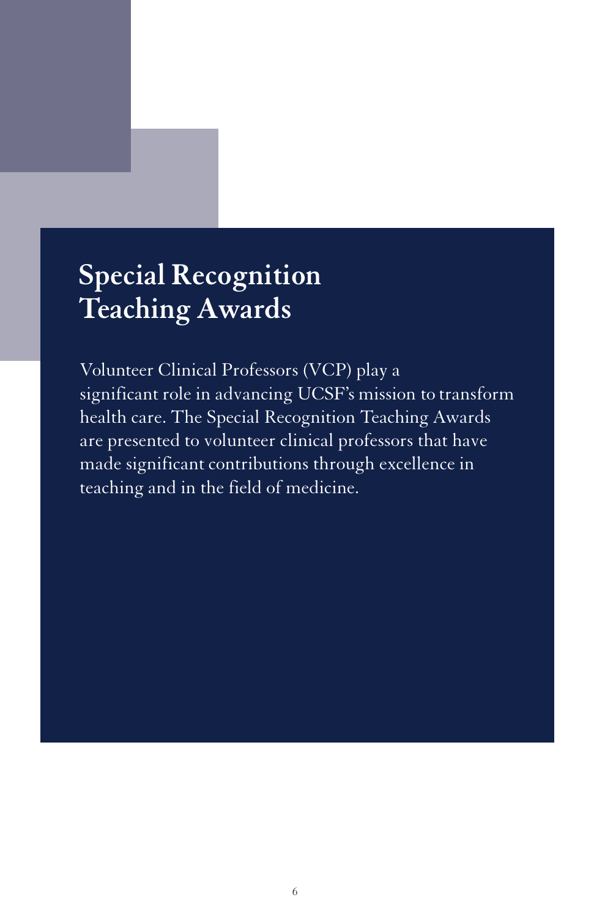# Special Recognition Teaching Awards

Volunteer Clinical Professors (VCP) play a significant role in advancing UCSF's mission to transform health care. The Special Recognition Teaching Awards are presented to volunteer clinical professors that have made significant contributions through excellence in teaching and in the field of medicine.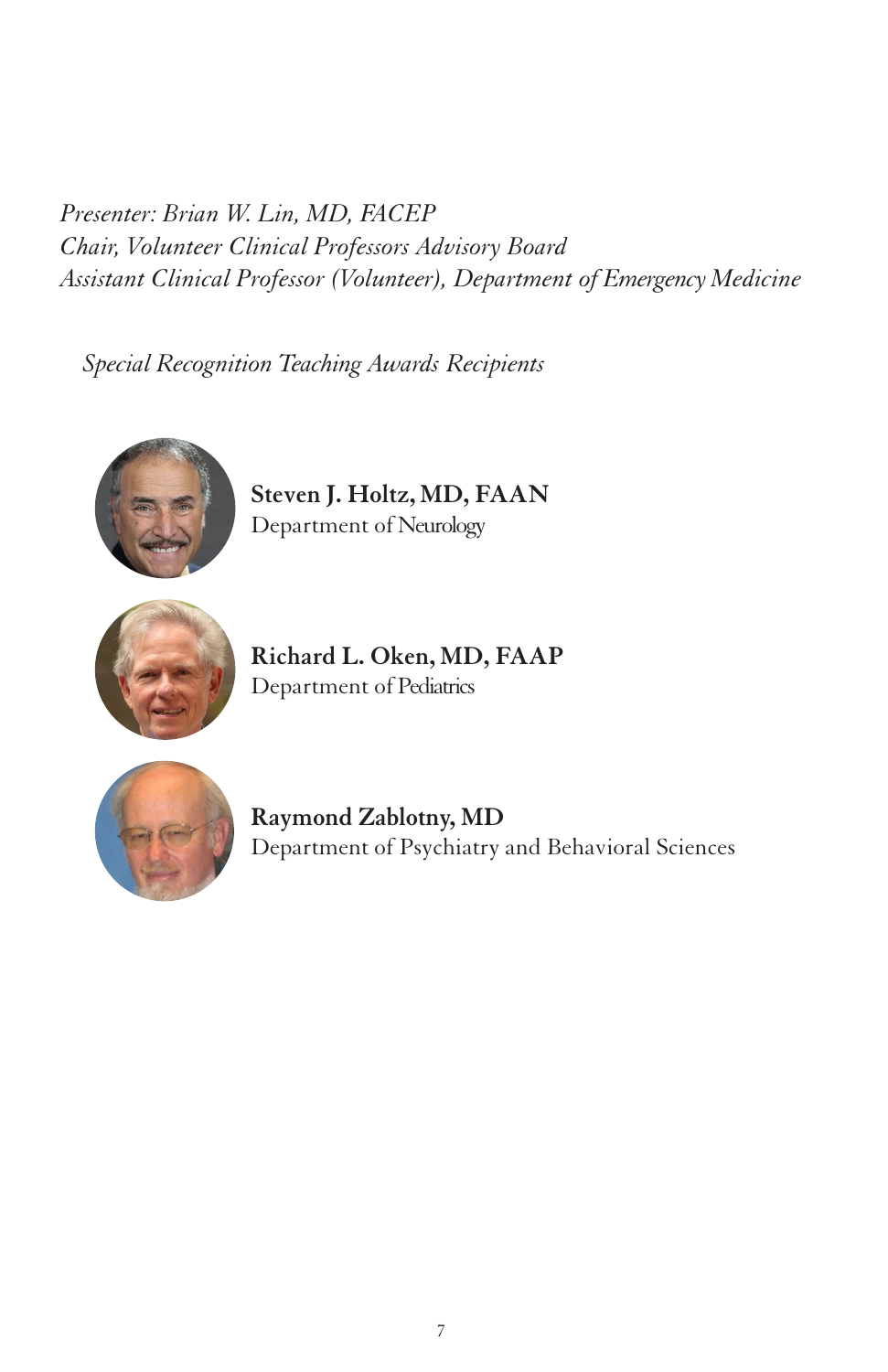*Presenter: Brian W. Lin, MD, FACEP*
*Chair, Volunteer Clinical Professors Advisory Board*
*Assistant Clinical Professor (Volunteer), Department of Emergency Medicine*

*Special Recognition Teaching Awards Recipients*

**Steven J. Holtz, MD, FAAN**
Department of Neurology

**Richard L. Oken, MD, FAAP**
Department of Pediatrics

**Raymond Zablotny, MD**
Department of Psychiatry and Behavioral Sciences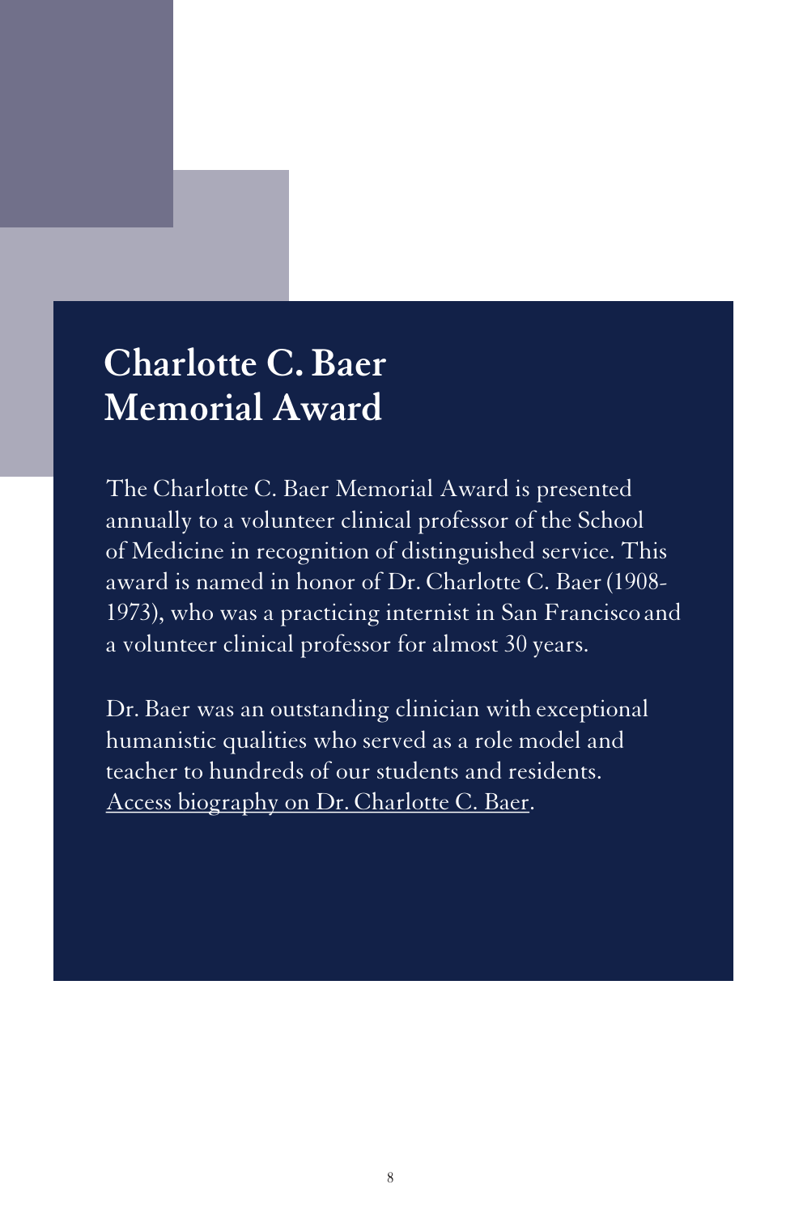# Charlotte C. Baer Memorial Award

The Charlotte C. Baer Memorial Award is presented annually to a volunteer clinical professor of the School of Medicine in recognition of distinguished service. This award is named in honor of Dr. Charlotte C. Baer (1908-1973), who was a practicing internist in San Francisco and a volunteer clinical professor for almost 30 years.

Dr. Baer was an outstanding clinician with exceptional humanistic qualities who served as a role model and teacher to hundreds of our students and residents. Access biography on Dr. Charlotte C. Baer.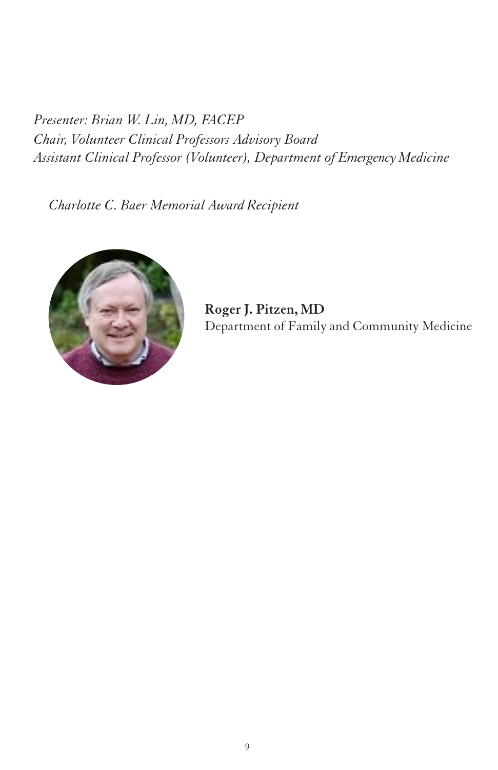*Presenter: Brian W. Lin, MD, FACEP*
*Chair, Volunteer Clinical Professors Advisory Board*
*Assistant Clinical Professor (Volunteer), Department of Emergency Medicine*

*Charlotte C. Baer Memorial Award Recipient*

**Roger J. Pitzen, MD**
Department of Family and Community Medicine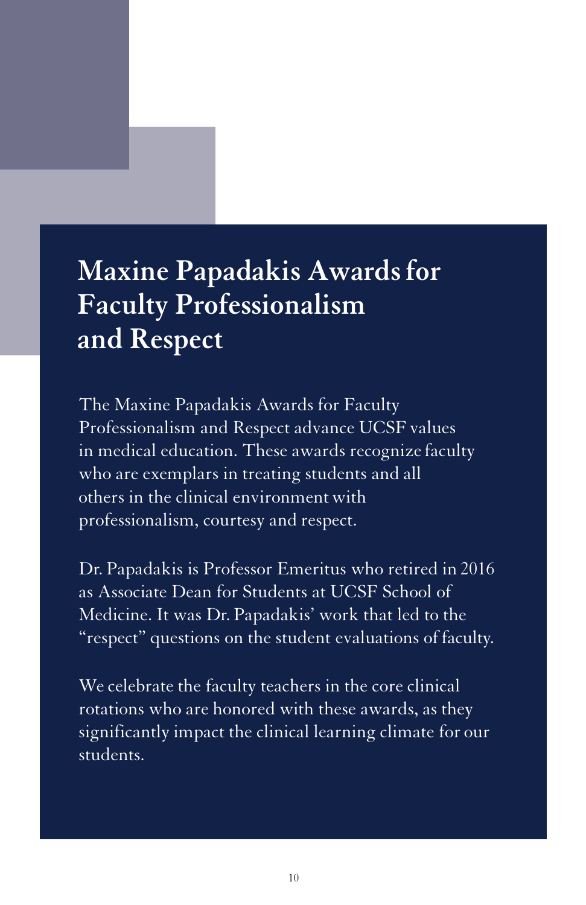# Maxine Papadakis Awards for Faculty Professionalism and Respect

The Maxine Papadakis Awards for Faculty Professionalism and Respect advance UCSF values in medical education. These awards recognize faculty who are exemplars in treating students and all others in the clinical environment with professionalism, courtesy and respect.

Dr. Papadakis is Professor Emeritus who retired in 2016 as Associate Dean for Students at UCSF School of Medicine. It was Dr. Papadakis' work that led to the "respect" questions on the student evaluations of faculty.

We celebrate the faculty teachers in the core clinical rotations who are honored with these awards, as they significantly impact the clinical learning climate for our students.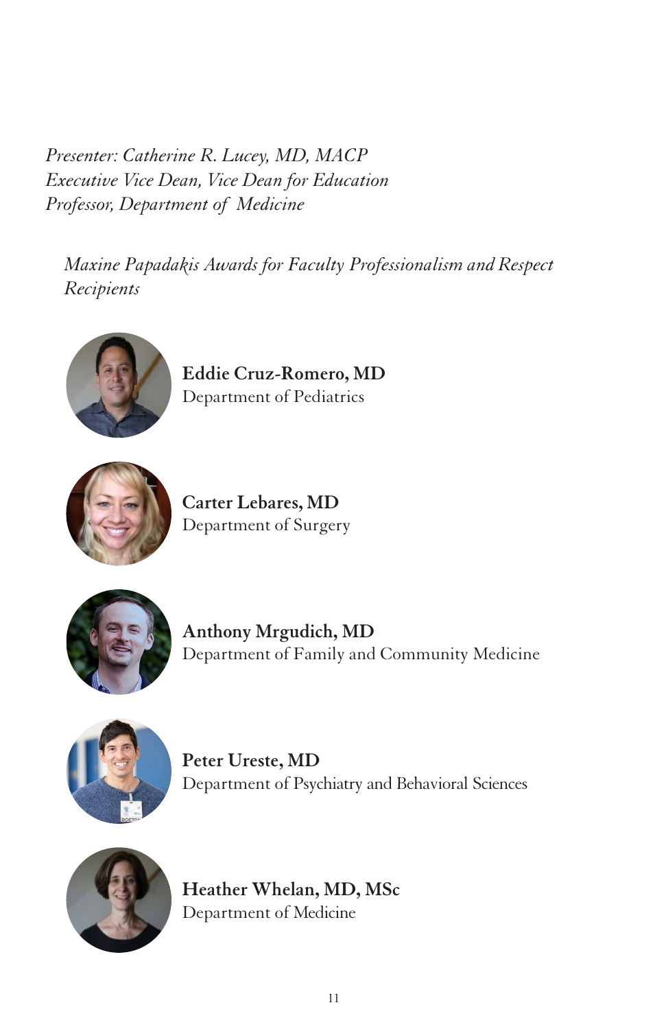*Presenter: Catherine R. Lucey, MD, MACP*
*Executive Vice Dean, Vice Dean for Education*
*Professor, Department of Medicine*

*Maxine Papadakis Awards for Faculty Professionalism and Respect Recipients*

**Eddie Cruz-Romero, MD**
Department of Pediatrics

**Carter Lebares, MD**
Department of Surgery

**Anthony Mrgudich, MD**
Department of Family and Community Medicine

**Peter Ureste, MD**
Department of Psychiatry and Behavioral Sciences

**Heather Whelan, MD, MSc**
Department of Medicine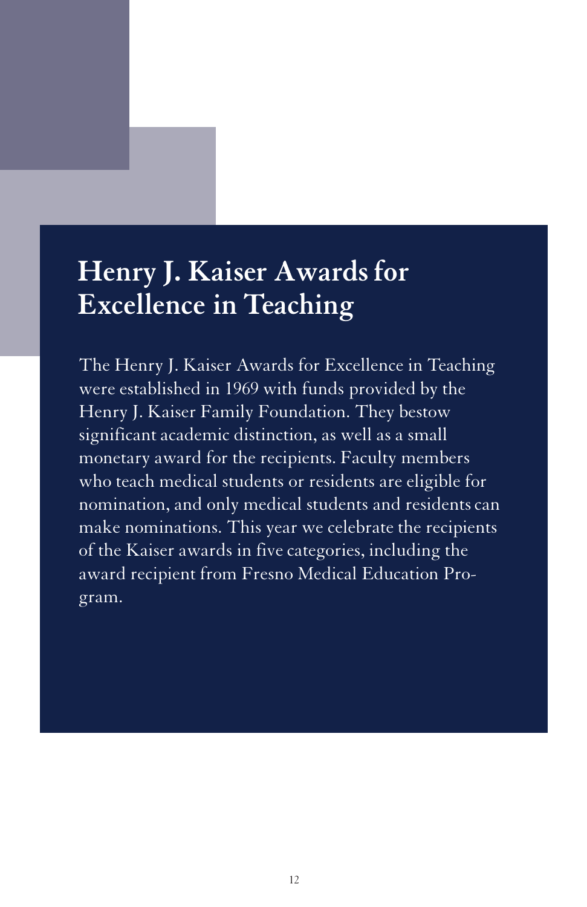# Henry J. Kaiser Awards for Excellence in Teaching

The Henry J. Kaiser Awards for Excellence in Teaching were established in 1969 with funds provided by the Henry J. Kaiser Family Foundation. They bestow significant academic distinction, as well as a small monetary award for the recipients. Faculty members who teach medical students or residents are eligible for nomination, and only medical students and residents can make nominations. This year we celebrate the recipients of the Kaiser awards in five categories, including the award recipient from Fresno Medical Education Program.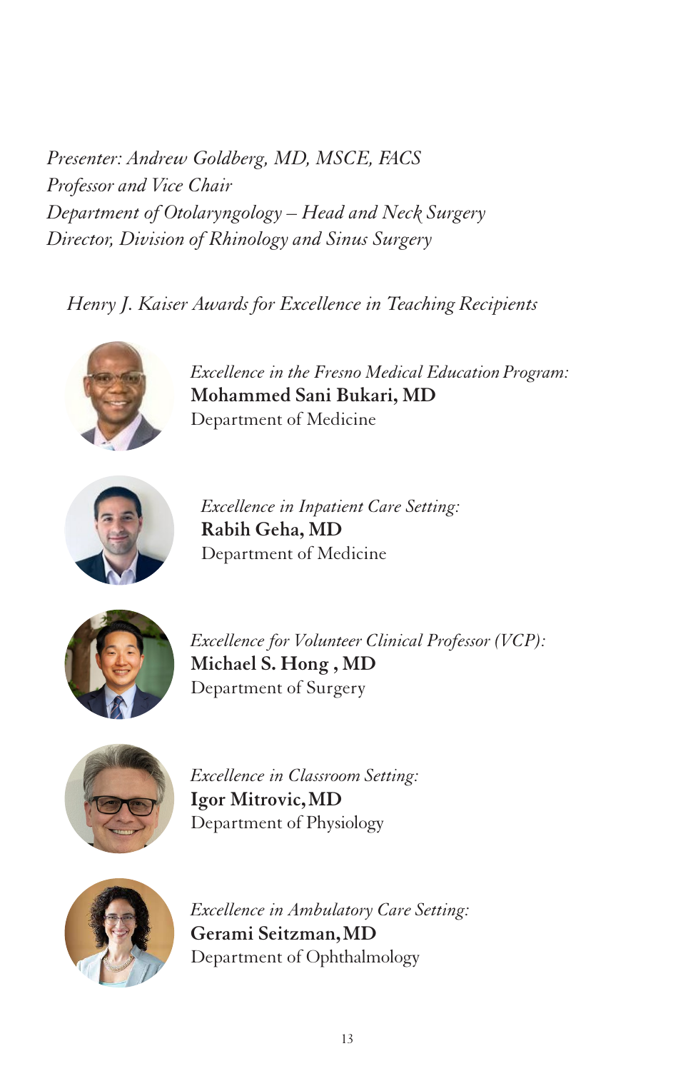*Presenter: Andrew Goldberg, MD, MSCE, FACS*
*Professor and Vice Chair*
*Department of Otolaryngology – Head and Neck Surgery*
*Director, Division of Rhinology and Sinus Surgery*

*Henry J. Kaiser Awards for Excellence in Teaching Recipients*

*Excellence in the Fresno Medical Education Program:*
**Mohammed Sani Bukari, MD**
Department of Medicine

*Excellence in Inpatient Care Setting:*
**Rabih Geha, MD**
Department of Medicine

*Excellence for Volunteer Clinical Professor (VCP):*
**Michael S. Hong , MD**
Department of Surgery

*Excellence in Classroom Setting:*
**Igor Mitrovic, MD**
Department of Physiology

*Excellence in Ambulatory Care Setting:*
**Gerami Seitzman, MD**
Department of Ophthalmology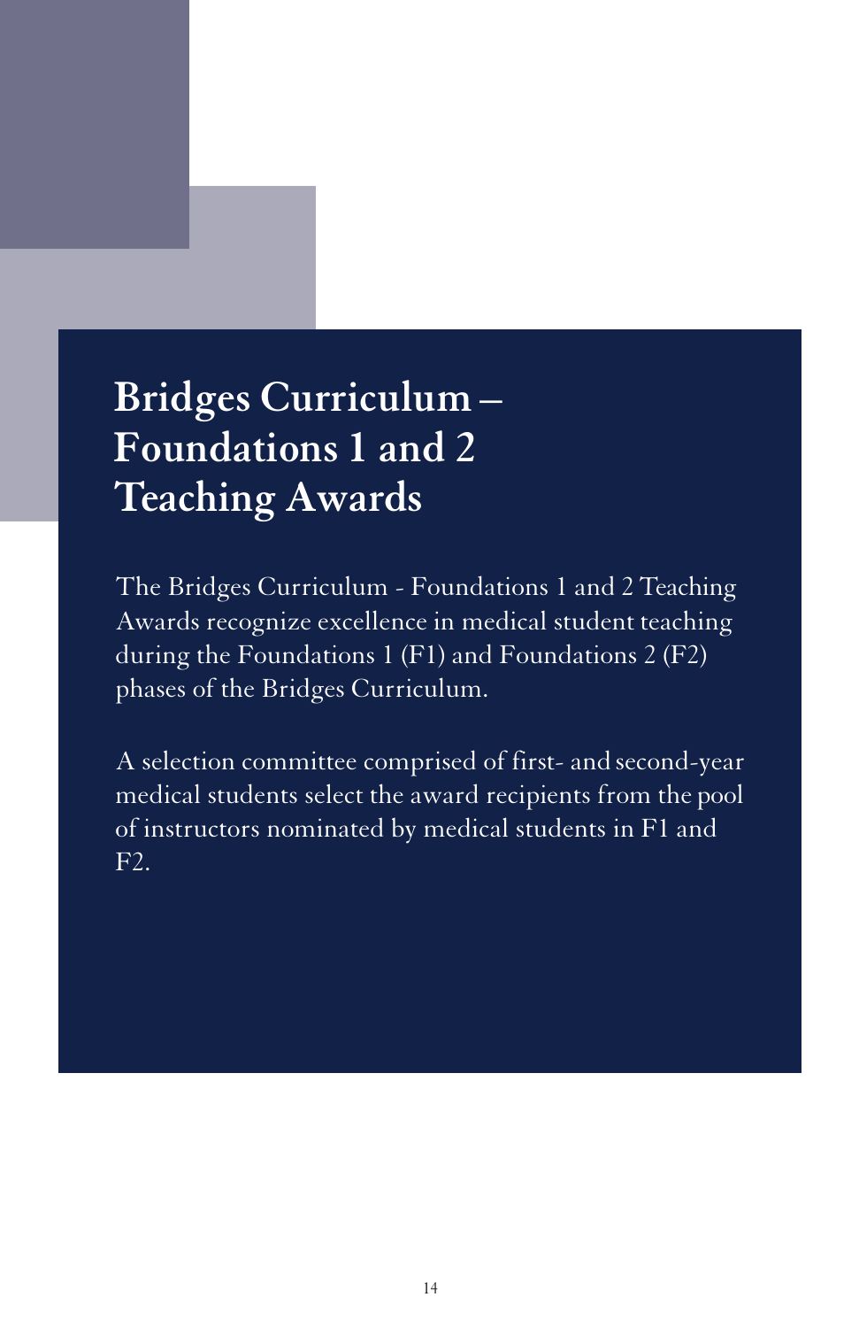# Bridges Curriculum – Foundations 1 and 2 Teaching Awards

The Bridges Curriculum - Foundations 1 and 2 Teaching Awards recognize excellence in medical student teaching during the Foundations 1 (F1) and Foundations 2 (F2) phases of the Bridges Curriculum.

A selection committee comprised of first- and second-year medical students select the award recipients from the pool of instructors nominated by medical students in F1 and F2.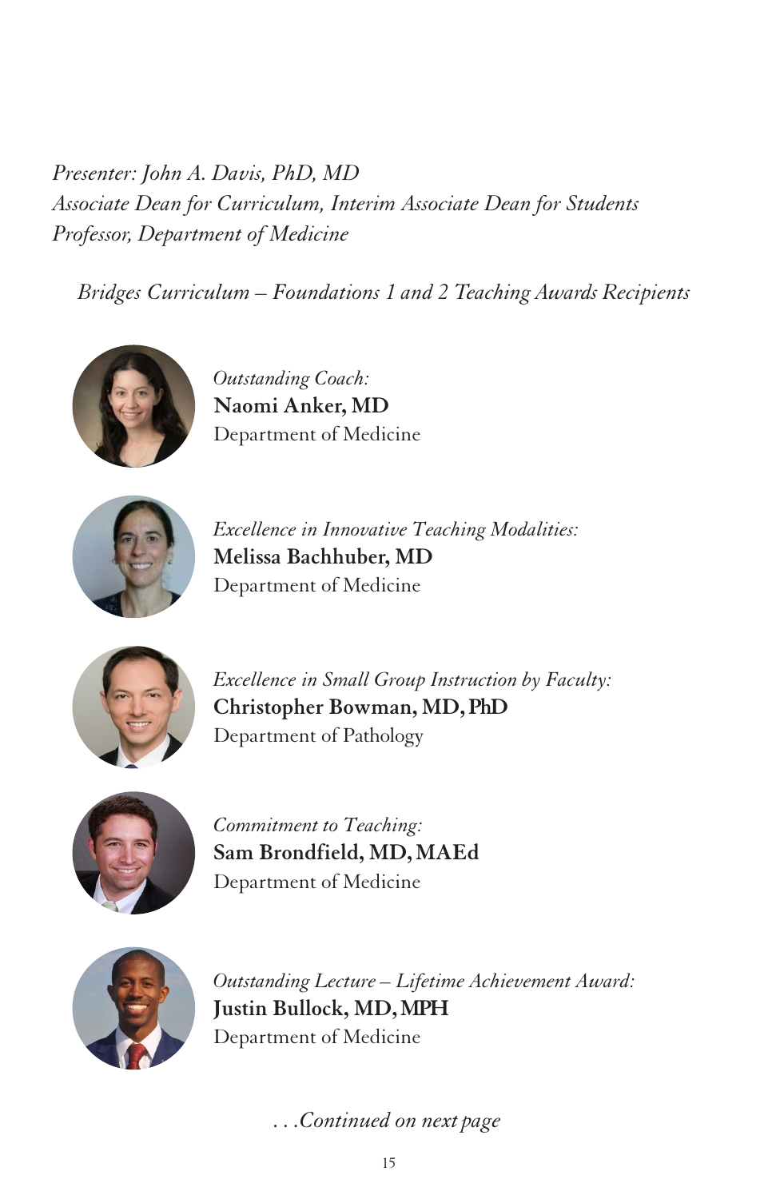*Presenter: John A. Davis, PhD, MD*
*Associate Dean for Curriculum, Interim Associate Dean for Students*
*Professor, Department of Medicine*

*Bridges Curriculum – Foundations 1 and 2 Teaching Awards Recipients*

*Outstanding Coach:*
**Naomi Anker, MD**
Department of Medicine

*Excellence in Innovative Teaching Modalities:*
**Melissa Bachhuber, MD**
Department of Medicine

*Excellence in Small Group Instruction by Faculty:*
**Christopher Bowman, MD, PhD**
Department of Pathology

*Commitment to Teaching:*
**Sam Brondfield, MD, MAEd**
Department of Medicine

*Outstanding Lecture – Lifetime Achievement Award:*
**Justin Bullock, MD, MPH**
Department of Medicine

*. . .Continued on next page*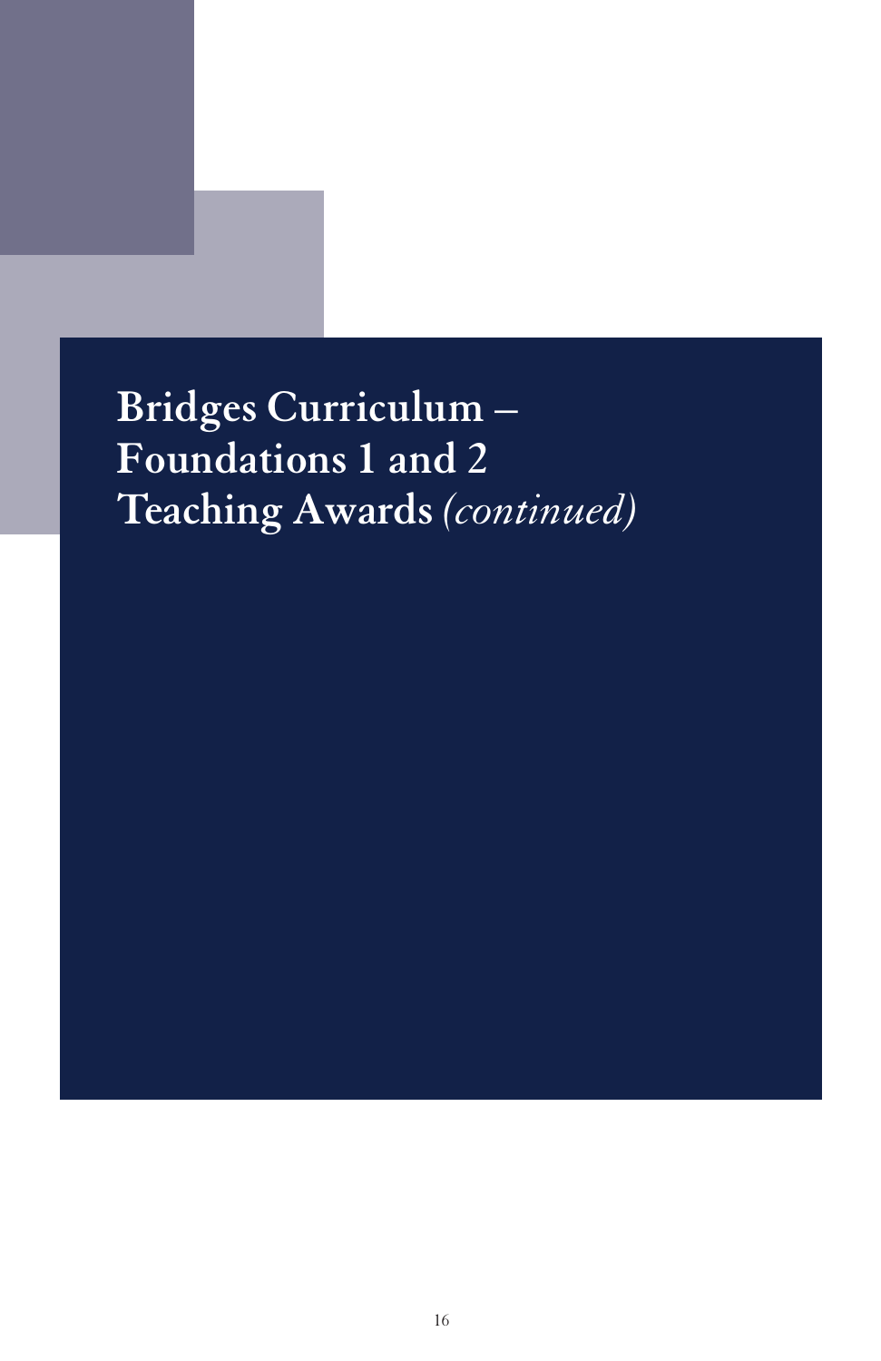# Bridges Curriculum – Foundations 1 and 2 Teaching Awards *(continued)*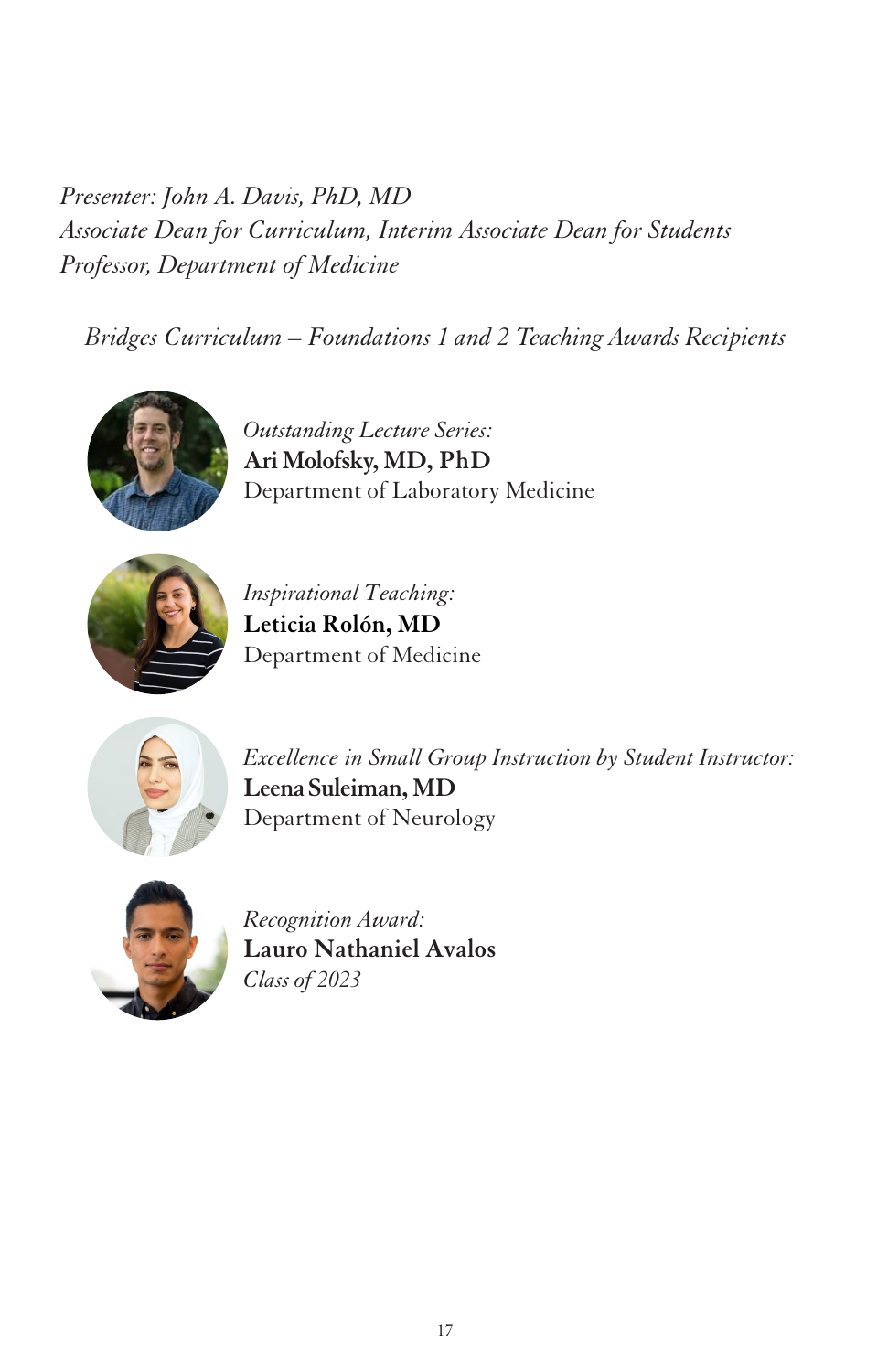*Presenter: John A. Davis, PhD, MD*
*Associate Dean for Curriculum, Interim Associate Dean for Students*
*Professor, Department of Medicine*

*Bridges Curriculum – Foundations 1 and 2 Teaching Awards Recipients*

*Outstanding Lecture Series:*
**Ari Molofsky, MD, PhD**
Department of Laboratory Medicine

*Inspirational Teaching:*
**Leticia Rolón, MD**
Department of Medicine

*Excellence in Small Group Instruction by Student Instructor:*
**Leena Suleiman, MD**
Department of Neurology

*Recognition Award:*
**Lauro Nathaniel Avalos**
*Class of 2023*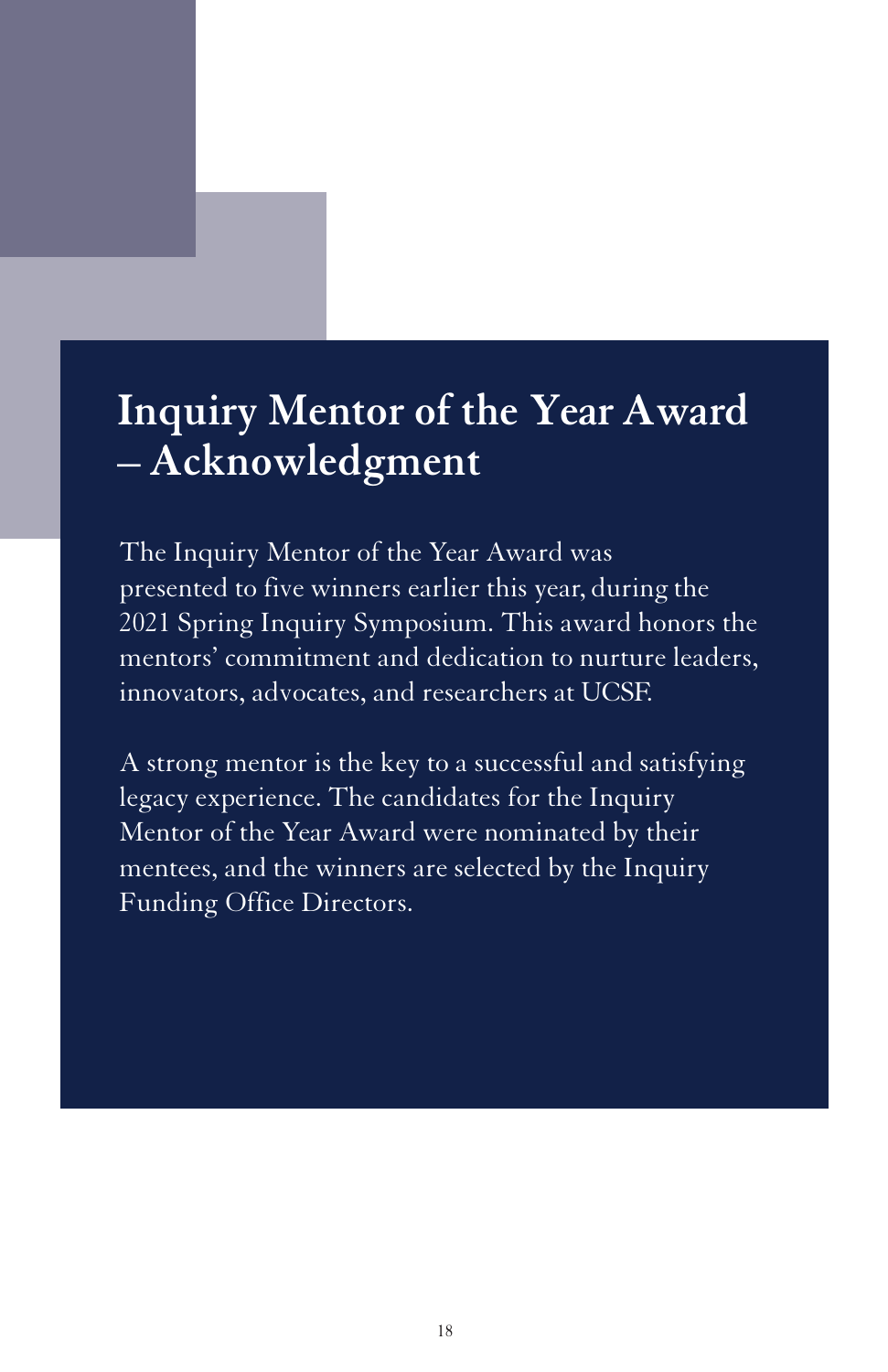# Inquiry Mentor of the Year Award – Acknowledgment

The Inquiry Mentor of the Year Award was presented to five winners earlier this year, during the 2021 Spring Inquiry Symposium. This award honors the mentors' commitment and dedication to nurture leaders, innovators, advocates, and researchers at UCSF.

A strong mentor is the key to a successful and satisfying legacy experience. The candidates for the Inquiry Mentor of the Year Award were nominated by their mentees, and the winners are selected by the Inquiry Funding Office Directors.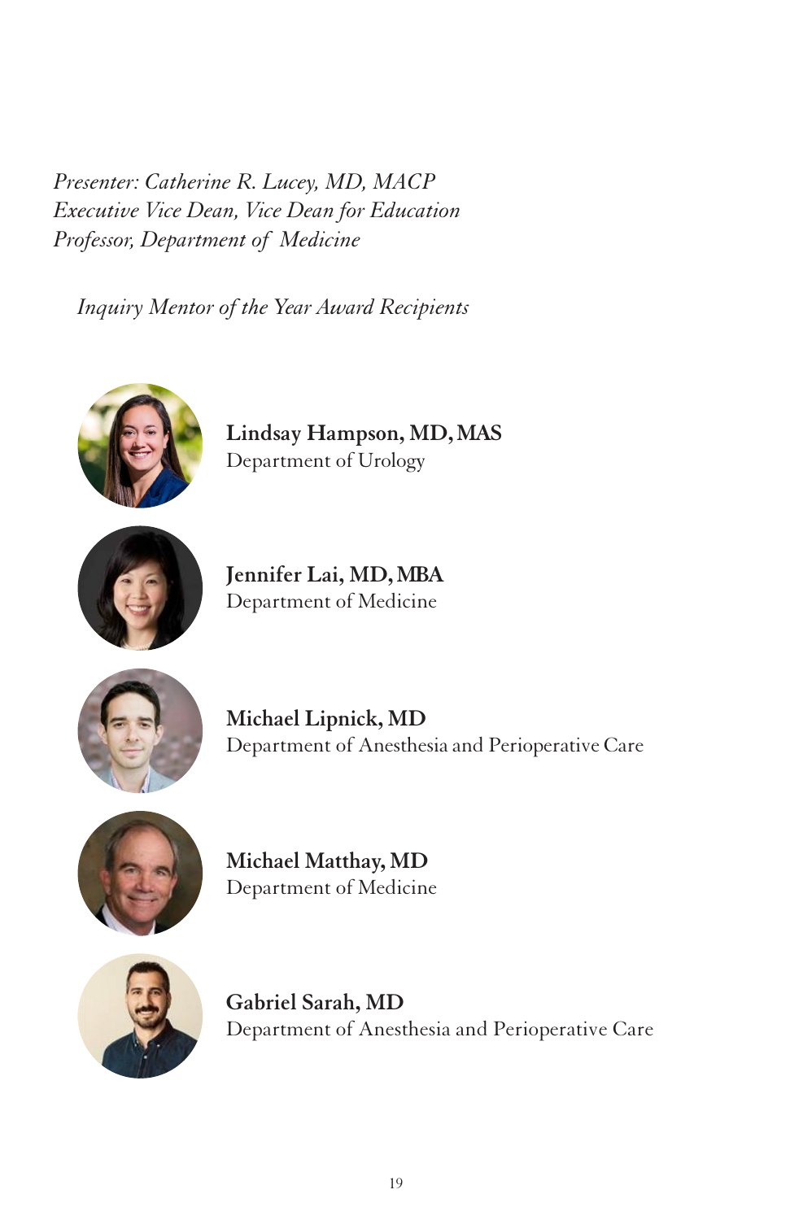*Presenter: Catherine R. Lucey, MD, MACP*
*Executive Vice Dean, Vice Dean for Education*
*Professor, Department of Medicine*

*Inquiry Mentor of the Year Award Recipients*

**Lindsay Hampson, MD, MAS**
Department of Urology

**Jennifer Lai, MD, MBA**
Department of Medicine

**Michael Lipnick, MD**
Department of Anesthesia and Perioperative Care

**Michael Matthay, MD**
Department of Medicine

**Gabriel Sarah, MD**
Department of Anesthesia and Perioperative Care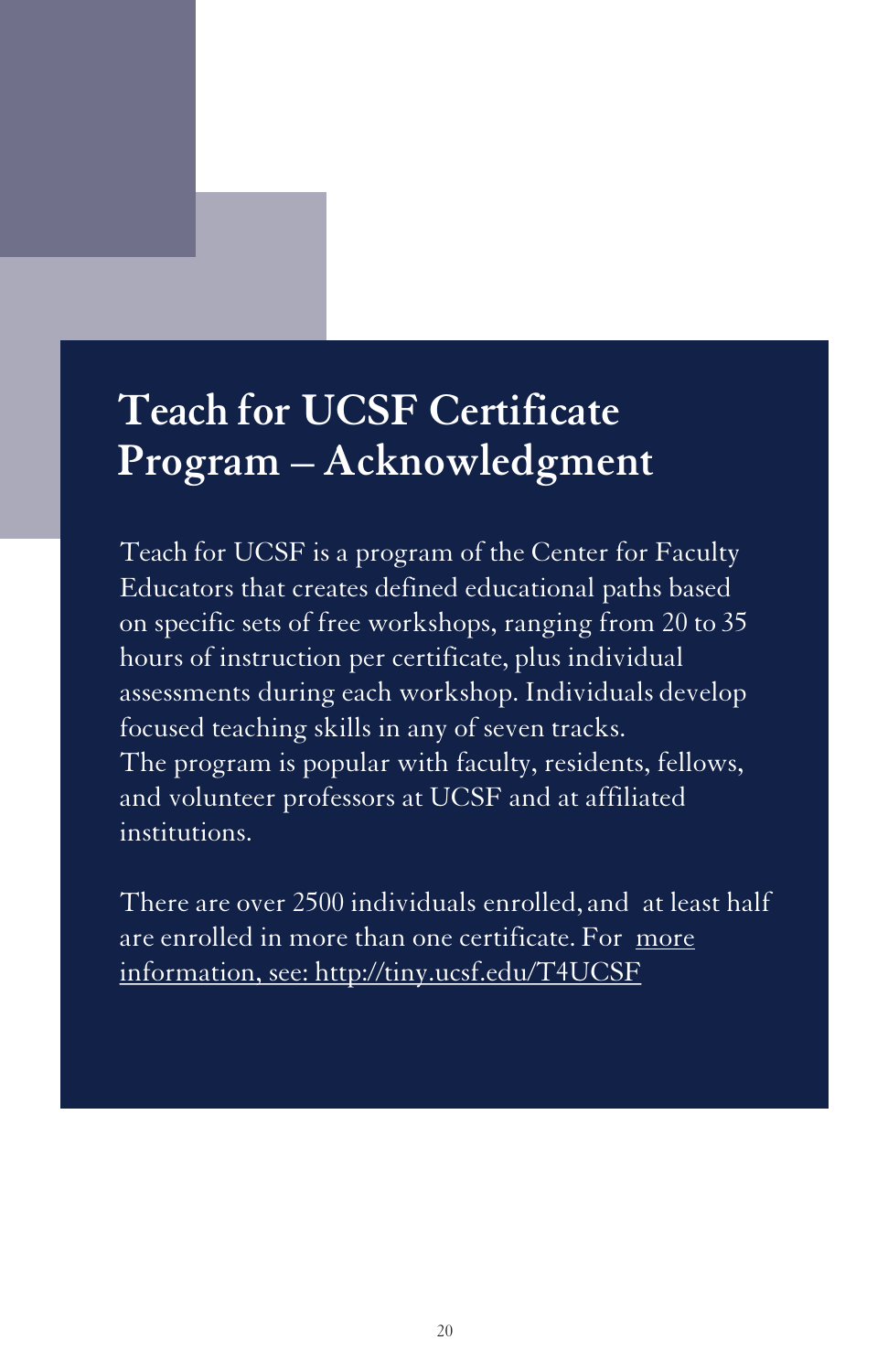# Teach for UCSF Certificate Program – Acknowledgment

Teach for UCSF is a program of the Center for Faculty Educators that creates defined educational paths based on specific sets of free workshops, ranging from 20 to 35 hours of instruction per certificate, plus individual assessments during each workshop. Individuals develop focused teaching skills in any of seven tracks.
The program is popular with faculty, residents, fellows, and volunteer professors at UCSF and at affiliated institutions.

There are over 2500 individuals enrolled, and at least half are enrolled in more than one certificate. For more information, see: http://tiny.ucsf.edu/T4UCSF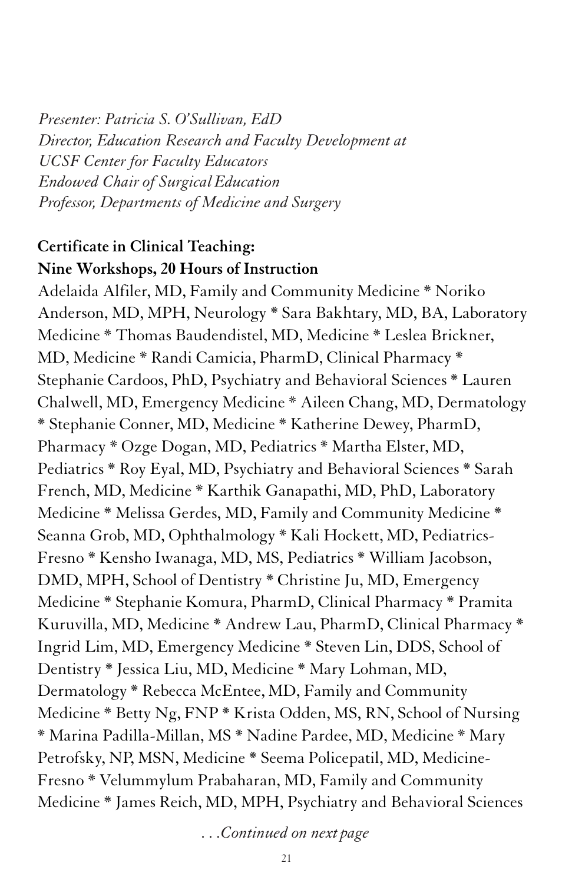*Presenter: Patricia S. O'Sullivan, EdD*
*Director, Education Research and Faculty Development at*
*UCSF Center for Faculty Educators*
*Endowed Chair of Surgical Education*
*Professor, Departments of Medicine and Surgery*

**Certificate in Clinical Teaching:**
**Nine Workshops, 20 Hours of Instruction**

Adelaida Alfiler, MD, Family and Community Medicine * Noriko Anderson, MD, MPH, Neurology * Sara Bakhtary, MD, BA, Laboratory Medicine * Thomas Baudendistel, MD, Medicine * Leslea Brickner, MD, Medicine * Randi Camicia, PharmD, Clinical Pharmacy * Stephanie Cardoos, PhD, Psychiatry and Behavioral Sciences * Lauren Chalwell, MD, Emergency Medicine * Aileen Chang, MD, Dermatology * Stephanie Conner, MD, Medicine * Katherine Dewey, PharmD, Pharmacy * Ozge Dogan, MD, Pediatrics * Martha Elster, MD, Pediatrics * Roy Eyal, MD, Psychiatry and Behavioral Sciences * Sarah French, MD, Medicine * Karthik Ganapathi, MD, PhD, Laboratory Medicine * Melissa Gerdes, MD, Family and Community Medicine * Seanna Grob, MD, Ophthalmology * Kali Hockett, MD, Pediatrics-Fresno * Kensho Iwanaga, MD, MS, Pediatrics * William Jacobson, DMD, MPH, School of Dentistry * Christine Ju, MD, Emergency Medicine * Stephanie Komura, PharmD, Clinical Pharmacy * Pramita Kuruvilla, MD, Medicine * Andrew Lau, PharmD, Clinical Pharmacy * Ingrid Lim, MD, Emergency Medicine * Steven Lin, DDS, School of Dentistry * Jessica Liu, MD, Medicine * Mary Lohman, MD, Dermatology * Rebecca McEntee, MD, Family and Community Medicine * Betty Ng, FNP * Krista Odden, MS, RN, School of Nursing * Marina Padilla-Millan, MS * Nadine Pardee, MD, Medicine * Mary Petrofsky, NP, MSN, Medicine * Seema Policepatil, MD, Medicine-Fresno * Velummylum Prabaharan, MD, Family and Community Medicine * James Reich, MD, MPH, Psychiatry and Behavioral Sciences

*. . .Continued on next page*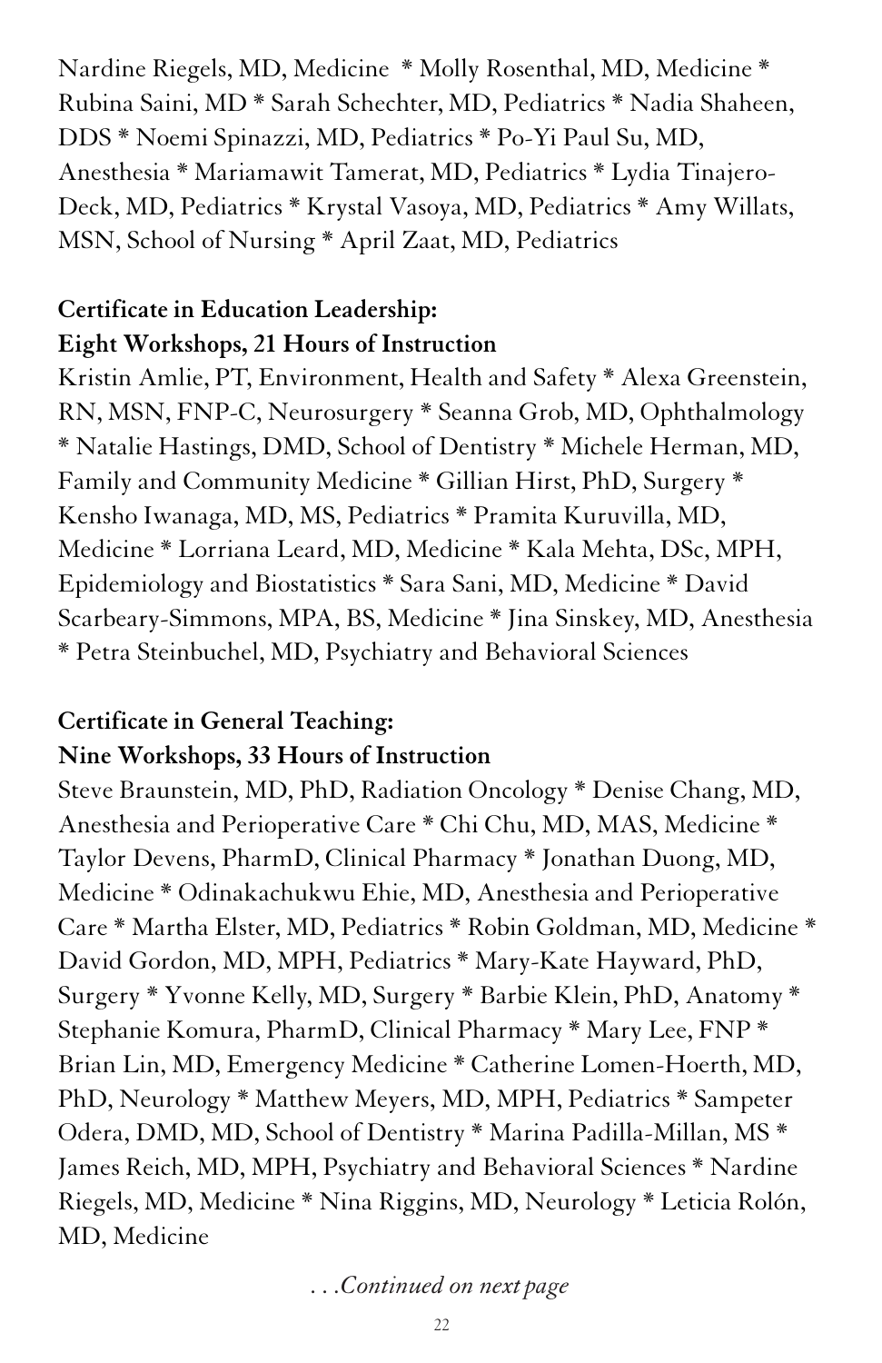Nardine Riegels, MD, Medicine * Molly Rosenthal, MD, Medicine * Rubina Saini, MD * Sarah Schechter, MD, Pediatrics * Nadia Shaheen, DDS * Noemi Spinazzi, MD, Pediatrics * Po-Yi Paul Su, MD, Anesthesia * Mariamawit Tamerat, MD, Pediatrics * Lydia Tinajero-Deck, MD, Pediatrics * Krystal Vasoya, MD, Pediatrics * Amy Willats, MSN, School of Nursing * April Zaat, MD, Pediatrics

**Certificate in Education Leadership: Eight Workshops, 21 Hours of Instruction**

Kristin Amlie, PT, Environment, Health and Safety * Alexa Greenstein, RN, MSN, FNP-C, Neurosurgery * Seanna Grob, MD, Ophthalmology * Natalie Hastings, DMD, School of Dentistry * Michele Herman, MD, Family and Community Medicine * Gillian Hirst, PhD, Surgery * Kensho Iwanaga, MD, MS, Pediatrics * Pramita Kuruvilla, MD, Medicine * Lorriana Leard, MD, Medicine * Kala Mehta, DSc, MPH, Epidemiology and Biostatistics * Sara Sani, MD, Medicine * David Scarbeary-Simmons, MPA, BS, Medicine * Jina Sinskey, MD, Anesthesia * Petra Steinbuchel, MD, Psychiatry and Behavioral Sciences

**Certificate in General Teaching: Nine Workshops, 33 Hours of Instruction**

Steve Braunstein, MD, PhD, Radiation Oncology * Denise Chang, MD, Anesthesia and Perioperative Care * Chi Chu, MD, MAS, Medicine * Taylor Devens, PharmD, Clinical Pharmacy * Jonathan Duong, MD, Medicine * Odinakachukwu Ehie, MD, Anesthesia and Perioperative Care * Martha Elster, MD, Pediatrics * Robin Goldman, MD, Medicine * David Gordon, MD, MPH, Pediatrics * Mary-Kate Hayward, PhD, Surgery * Yvonne Kelly, MD, Surgery * Barbie Klein, PhD, Anatomy * Stephanie Komura, PharmD, Clinical Pharmacy * Mary Lee, FNP * Brian Lin, MD, Emergency Medicine * Catherine Lomen-Hoerth, MD, PhD, Neurology * Matthew Meyers, MD, MPH, Pediatrics * Sampeter Odera, DMD, MD, School of Dentistry * Marina Padilla-Millan, MS * James Reich, MD, MPH, Psychiatry and Behavioral Sciences * Nardine Riegels, MD, Medicine * Nina Riggins, MD, Neurology * Leticia Rolón, MD, Medicine

*. . .Continued on next page*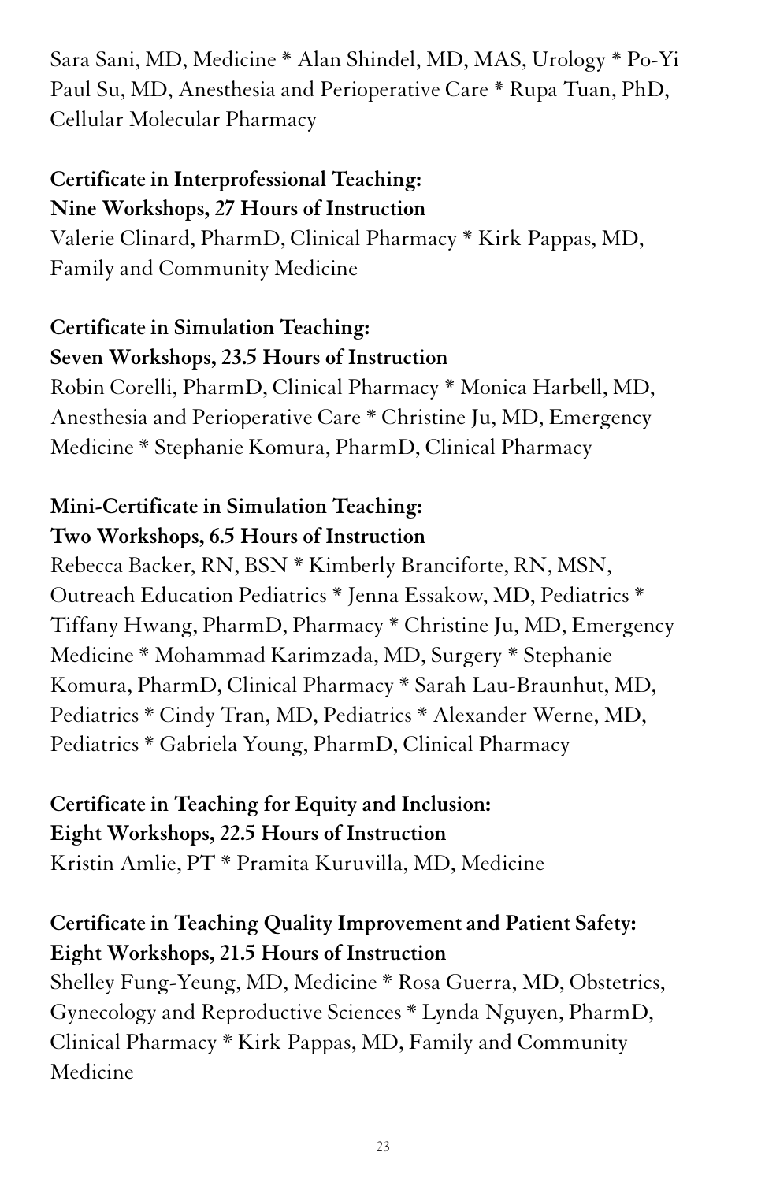Sara Sani, MD, Medicine * Alan Shindel, MD, MAS, Urology * Po-Yi Paul Su, MD, Anesthesia and Perioperative Care * Rupa Tuan, PhD, Cellular Molecular Pharmacy

**Certificate in Interprofessional Teaching:**
**Nine Workshops, 27 Hours of Instruction**

Valerie Clinard, PharmD, Clinical Pharmacy * Kirk Pappas, MD, Family and Community Medicine

**Certificate in Simulation Teaching:**
**Seven Workshops, 23.5 Hours of Instruction**

Robin Corelli, PharmD, Clinical Pharmacy * Monica Harbell, MD, Anesthesia and Perioperative Care * Christine Ju, MD, Emergency Medicine * Stephanie Komura, PharmD, Clinical Pharmacy

**Mini-Certificate in Simulation Teaching:**
**Two Workshops, 6.5 Hours of Instruction**

Rebecca Backer, RN, BSN * Kimberly Branciforte, RN, MSN, Outreach Education Pediatrics * Jenna Essakow, MD, Pediatrics * Tiffany Hwang, PharmD, Pharmacy * Christine Ju, MD, Emergency Medicine * Mohammad Karimzada, MD, Surgery * Stephanie Komura, PharmD, Clinical Pharmacy * Sarah Lau-Braunhut, MD, Pediatrics * Cindy Tran, MD, Pediatrics * Alexander Werne, MD, Pediatrics * Gabriela Young, PharmD, Clinical Pharmacy

**Certificate in Teaching for Equity and Inclusion:**
**Eight Workshops, 22.5 Hours of Instruction**

Kristin Amlie, PT * Pramita Kuruvilla, MD, Medicine

**Certificate in Teaching Quality Improvement and Patient Safety:**
**Eight Workshops, 21.5 Hours of Instruction**

Shelley Fung-Yeung, MD, Medicine * Rosa Guerra, MD, Obstetrics, Gynecology and Reproductive Sciences * Lynda Nguyen, PharmD, Clinical Pharmacy * Kirk Pappas, MD, Family and Community Medicine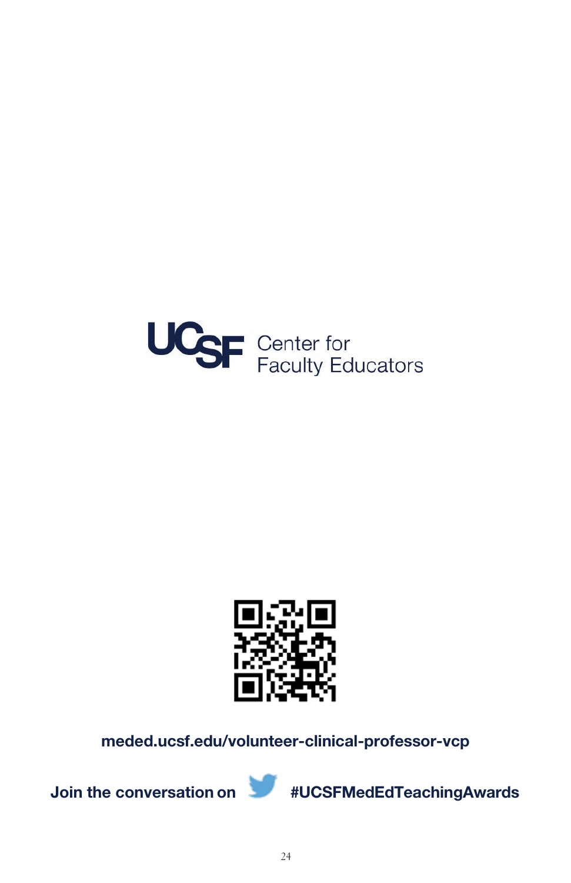UCSF Center for Faculty Educators

meded.ucsf.edu/volunteer-clinical-professor-vcp

**Join the conversation on #UCSFMedEdTeachingAwards**